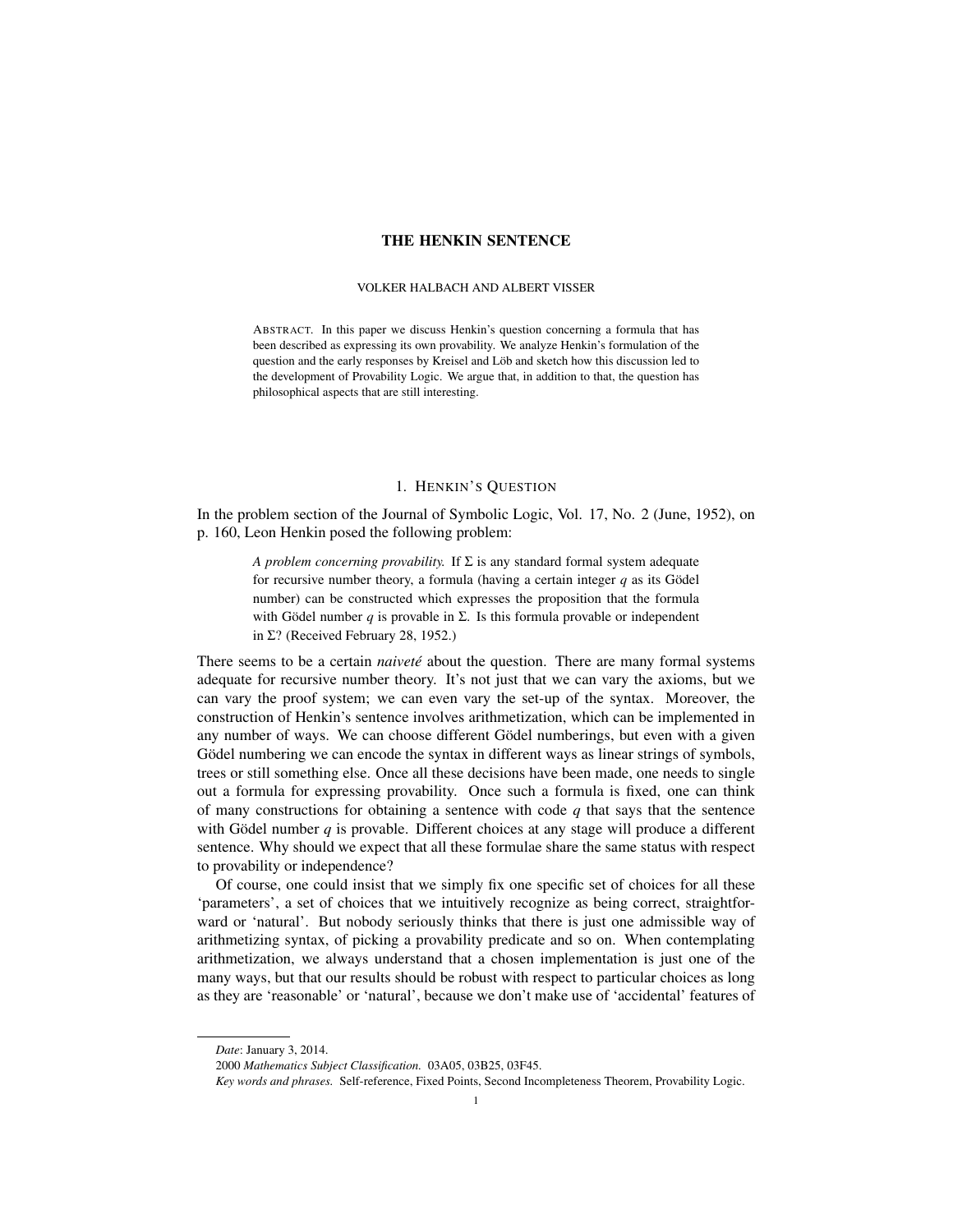# THE HENKIN SENTENCE

VOLKER HALBACH AND ALBERT VISSER

ABSTRACT. In this paper we discuss Henkin's question concerning a formula that has been described as expressing its own provability. We analyze Henkin's formulation of the question and the early responses by Kreisel and Löb and sketch how this discussion led to the development of Provability Logic. We argue that, in addition to that, the question has philosophical aspects that are still interesting.

## 1. HENKIN'S QUESTION

In the problem section of the Journal of Symbolic Logic, Vol. 17, No. 2 (June, 1952), on p. 160, Leon Henkin posed the following problem:

> *A problem concerning provability.* If $\Sigma$ is any standard formal system adequate for recursive number theory, a formula (having a certain integer $q$ as its Gödel number) can be constructed which expresses the proposition that the formula with Gödel number $q$ is provable in $\Sigma$. Is this formula provable or independent in $\Sigma$? (Received February 28, 1952.)

There seems to be a certain *naiveté* about the question. There are many formal systems adequate for recursive number theory. It's not just that we can vary the axioms, but we can vary the proof system; we can even vary the set-up of the syntax. Moreover, the construction of Henkin's sentence involves arithmetization, which can be implemented in any number of ways. We can choose different Gödel numberings, but even with a given Gödel numbering we can encode the syntax in different ways as linear strings of symbols, trees or still something else. Once all these decisions have been made, one needs to single out a formula for expressing provability. Once such a formula is fixed, one can think of many constructions for obtaining a sentence with code $q$ that says that the sentence with Gödel number $q$ is provable. Different choices at any stage will produce a different sentence. Why should we expect that all these formulae share the same status with respect to provability or independence?

Of course, one could insist that we simply fix one specific set of choices for all these 'parameters', a set of choices that we intuitively recognize as being correct, straightforward or 'natural'. But nobody seriously thinks that there is just one admissible way of arithmetizing syntax, of picking a provability predicate and so on. When contemplating arithmetization, we always understand that a chosen implementation is just one of the many ways, but that our results should be robust with respect to particular choices as long as they are 'reasonable' or 'natural', because we don't make use of 'accidental' features of

*Date*: January 3, 2014.

2000 *Mathematics Subject Classification.* 03A05, 03B25, 03F45.

*Key words and phrases.* Self-reference, Fixed Points, Second Incompleteness Theorem, Provability Logic.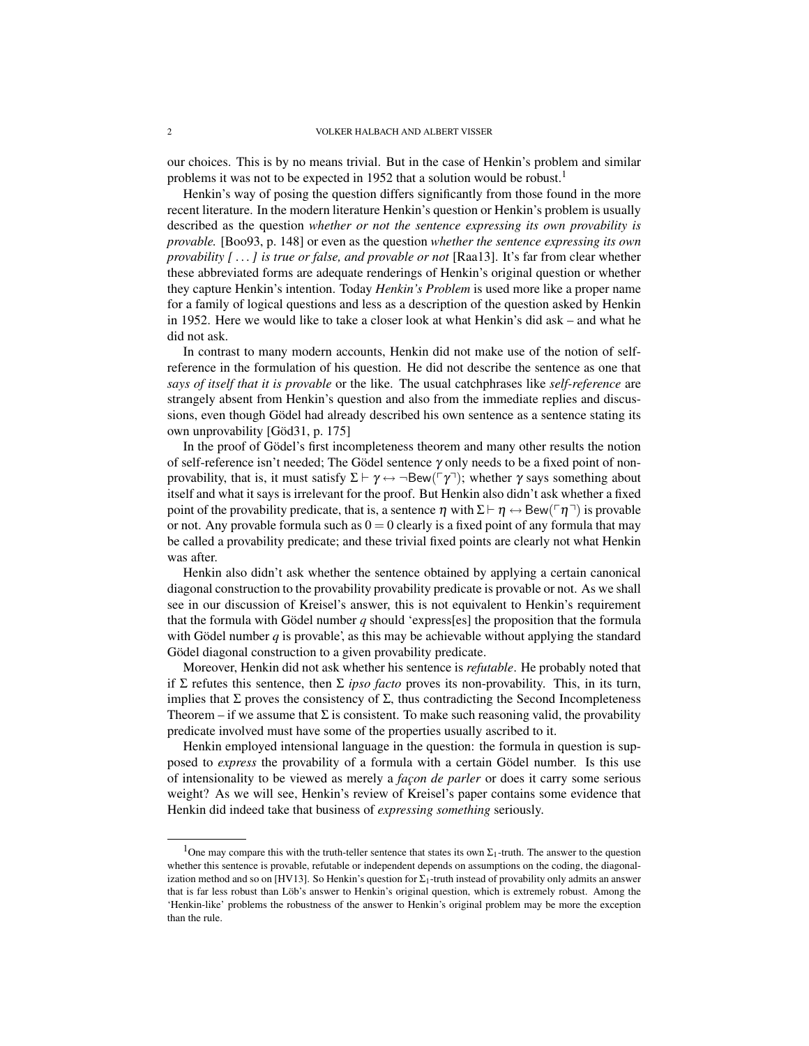our choices. This is by no means trivial. But in the case of Henkin's problem and similar problems it was not to be expected in 1952 that a solution would be robust.[1]

Henkin's way of posing the question differs significantly from those found in the more recent literature. In the modern literature Henkin's question or Henkin's problem is usually described as the question *whether or not the sentence expressing its own provability is provable.* [Boo93, p. 148] or even as the question *whether the sentence expressing its own provability [ . . . ] is true or false, and provable or not* [Raa13]. It's far from clear whether these abbreviated forms are adequate renderings of Henkin's original question or whether they capture Henkin's intention. Today *Henkin's Problem* is used more like a proper name for a family of logical questions and less as a description of the question asked by Henkin in 1952. Here we would like to take a closer look at what Henkin's did ask – and what he did not ask.

In contrast to many modern accounts, Henkin did not make use of the notion of self-reference in the formulation of his question. He did not describe the sentence as one that *says of itself that it is provable* or the like. The usual catchphrases like *self-reference* are strangely absent from Henkin's question and also from the immediate replies and discussions, even though Gödel had already described his own sentence as a sentence stating its own unprovability [Göd31, p. 175]

In the proof of Gödel's first incompleteness theorem and many other results the notion of self-reference isn't needed; The Gödel sentence $\gamma$ only needs to be a fixed point of non-provability, that is, it must satisfy $\Sigma \vdash \gamma \leftrightarrow \neg\mathsf{Bew}(\ulcorner\gamma\urcorner)$; whether $\gamma$ says something about itself and what it says is irrelevant for the proof. But Henkin also didn't ask whether a fixed point of the provability predicate, that is, a sentence $\eta$ with $\Sigma \vdash \eta \leftrightarrow \mathsf{Bew}(\ulcorner\eta\urcorner)$ is provable or not. Any provable formula such as $0 = 0$ clearly is a fixed point of any formula that may be called a provability predicate; and these trivial fixed points are clearly not what Henkin was after.

Henkin also didn't ask whether the sentence obtained by applying a certain canonical diagonal construction to the provability provability predicate is provable or not. As we shall see in our discussion of Kreisel's answer, this is not equivalent to Henkin's requirement that the formula with Gödel number $q$ should 'express[es] the proposition that the formula with Gödel number $q$ is provable', as this may be achievable without applying the standard Gödel diagonal construction to a given provability predicate.

Moreover, Henkin did not ask whether his sentence is *refutable*. He probably noted that if $\Sigma$ refutes this sentence, then $\Sigma$ *ipso facto* proves its non-provability. This, in its turn, implies that $\Sigma$ proves the consistency of $\Sigma$, thus contradicting the Second Incompleteness Theorem – if we assume that $\Sigma$ is consistent. To make such reasoning valid, the provability predicate involved must have some of the properties usually ascribed to it.

Henkin employed intensional language in the question: the formula in question is supposed to *express* the provability of a formula with a certain Gödel number. Is this use of intensionality to be viewed as merely a *façon de parler* or does it carry some serious weight? As we will see, Henkin's review of Kreisel's paper contains some evidence that Henkin did indeed take that business of *expressing something* seriously.

---

[1] One may compare this with the truth-teller sentence that states its own $\Sigma_1$-truth. The answer to the question whether this sentence is provable, refutable or independent depends on assumptions on the coding, the diagonalization method and so on [HV13]. So Henkin's question for $\Sigma_1$-truth instead of provability only admits an answer that is far less robust than Löb's answer to Henkin's original question, which is extremely robust. Among the 'Henkin-like' problems the robustness of the answer to Henkin's original problem may be more the exception than the rule.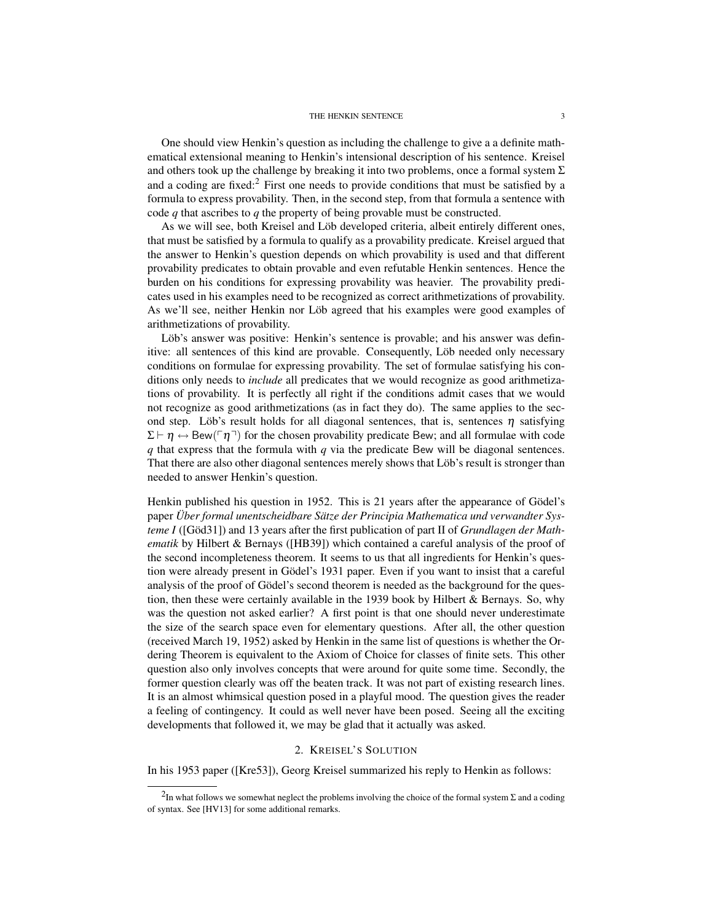One should view Henkin's question as including the challenge to give a a definite mathematical extensional meaning to Henkin's intensional description of his sentence. Kreisel and others took up the challenge by breaking it into two problems, once a formal system $\Sigma$ and a coding are fixed:[2] First one needs to provide conditions that must be satisfied by a formula to express provability. Then, in the second step, from that formula a sentence with code $q$ that ascribes to $q$ the property of being provable must be constructed.

As we will see, both Kreisel and Löb developed criteria, albeit entirely different ones, that must be satisfied by a formula to qualify as a provability predicate. Kreisel argued that the answer to Henkin's question depends on which provability is used and that different provability predicates to obtain provable and even refutable Henkin sentences. Hence the burden on his conditions for expressing provability was heavier. The provability predicates used in his examples need to be recognized as correct arithmetizations of provability. As we'll see, neither Henkin nor Löb agreed that his examples were good examples of arithmetizations of provability.

Löb's answer was positive: Henkin's sentence is provable; and his answer was definitive: all sentences of this kind are provable. Consequently, Löb needed only necessary conditions on formulae for expressing provability. The set of formulae satisfying his conditions only needs to *include* all predicates that we would recognize as good arithmetizations of provability. It is perfectly all right if the conditions admit cases that we would not recognize as good arithmetizations (as in fact they do). The same applies to the second step. Löb's result holds for all diagonal sentences, that is, sentences $\eta$ satisfying $\Sigma \vdash \eta \leftrightarrow \mathsf{Bew}(\ulcorner \eta \urcorner)$ for the chosen provability predicate $\mathsf{Bew}$; and all formulae with code $q$ that express that the formula with $q$ via the predicate $\mathsf{Bew}$ will be diagonal sentences. That there are also other diagonal sentences merely shows that Löb's result is stronger than needed to answer Henkin's question.

Henkin published his question in 1952. This is 21 years after the appearance of Gödel's paper *Über formal unentscheidbare Sätze der Principia Mathematica und verwandter Systeme I* ([Göd31]) and 13 years after the first publication of part II of *Grundlagen der Mathematik* by Hilbert & Bernays ([HB39]) which contained a careful analysis of the proof of the second incompleteness theorem. It seems to us that all ingredients for Henkin's question were already present in Gödel's 1931 paper. Even if you want to insist that a careful analysis of the proof of Gödel's second theorem is needed as the background for the question, then these were certainly available in the 1939 book by Hilbert & Bernays. So, why was the question not asked earlier? A first point is that one should never underestimate the size of the search space even for elementary questions. After all, the other question (received March 19, 1952) asked by Henkin in the same list of questions is whether the Ordering Theorem is equivalent to the Axiom of Choice for classes of finite sets. This other question also only involves concepts that were around for quite some time. Secondly, the former question clearly was off the beaten track. It was not part of existing research lines. It is an almost whimsical question posed in a playful mood. The question gives the reader a feeling of contingency. It could as well never have been posed. Seeing all the exciting developments that followed it, we may be glad that it actually was asked.

## 2. Kreisel's Solution

In his 1953 paper ([Kre53]), Georg Kreisel summarized his reply to Henkin as follows:

[2] In what follows we somewhat neglect the problems involving the choice of the formal system $\Sigma$ and a coding of syntax. See [HV13] for some additional remarks.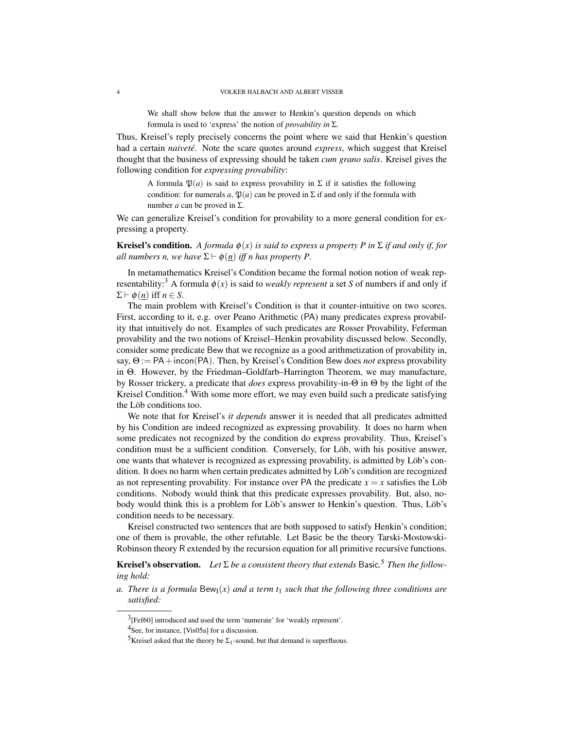> We shall show below that the answer to Henkin's question depends on which formula is used to 'express' the notion of *provability in* $\Sigma$.

Thus, Kreisel's reply precisely concerns the point where we said that Henkin's question had a certain *naiveté*. Note the scare quotes around *express*, which suggest that Kreisel thought that the business of expressing should be taken *cum grano salis*. Kreisel gives the following condition for *expressing provability*:

> A formula $\mathfrak{P}(a)$ is said to express provability in $\Sigma$ if it satisfies the following condition: for numerals $a$, $\mathfrak{P}(a)$ can be proved in $\Sigma$ if and only if the formula with number $a$ can be proved in $\Sigma$.

We can generalize Kreisel's condition for provability to a more general condition for expressing a property.

**Kreisel's condition.** *A formula $\phi(x)$ is said to express a property $P$ in $\Sigma$ if and only if, for all numbers $n$, we have $\Sigma \vdash \phi(\underline{n})$ iff $n$ has property $P$.*

In metamathematics Kreisel's Condition became the formal notion notion of weak representability:[3] A formula $\phi(x)$ is said to *weakly represent* a set $S$ of numbers if and only if $\Sigma \vdash \phi(\underline{n})$ iff $n \in S$.

The main problem with Kreisel's Condition is that it counter-intuitive on two scores. First, according to it, e.g. over Peano Arithmetic (PA) many predicates express provability that intuitively do not. Examples of such predicates are Rosser Provability, Feferman provability and the two notions of Kreisel–Henkin provability discussed below. Secondly, consider some predicate Bew that we recognize as a good arithmetization of provability in, say, $\Theta := \mathsf{PA} + \mathsf{incon}(\mathsf{PA})$. Then, by Kreisel's Condition Bew does *not* express provability in $\Theta$. However, by the Friedman–Goldfarb–Harrington Theorem, we may manufacture, by Rosser trickery, a predicate that *does* express provability-in-$\Theta$ in $\Theta$ by the light of the Kreisel Condition.[4] With some more effort, we may even build such a predicate satisfying the Löb conditions too.

We note that for Kreisel's *it depends* answer it is needed that all predicates admitted by his Condition are indeed recognized as expressing provability. It does no harm when some predicates not recognized by the condition do express provability. Thus, Kreisel's condition must be a sufficient condition. Conversely, for Löb, with his positive answer, one wants that whatever is recognized as expressing provability, is admitted by Löb's condition. It does no harm when certain predicates admitted by Löb's condition are recognized as not representing provability. For instance over PA the predicate $x = x$ satisfies the Löb conditions. Nobody would think that this predicate expresses provability. But, also, nobody would think this is a problem for Löb's answer to Henkin's question. Thus, Löb's condition needs to be necessary.

Kreisel constructed two sentences that are both supposed to satisfy Henkin's condition; one of them is provable, the other refutable. Let Basic be the theory Tarski-Mostowski-Robinson theory R extended by the recursion equation for all primitive recursive functions.

**Kreisel's observation.** *Let $\Sigma$ be a consistent theory that extends* Basic.[5] *Then the following hold:*

*a. There is a formula $\mathsf{Bew}_1(x)$ and a term $t_1$ such that the following three conditions are satisfied:*

---

[3] [Fef60] introduced and used the term 'numerate' for 'weakly represent'.

[4] See, for instance, [Vis05a] for a discussion.

[5] Kreisel asked that the theory be $\Sigma_1$-sound, but that demand is superfluous.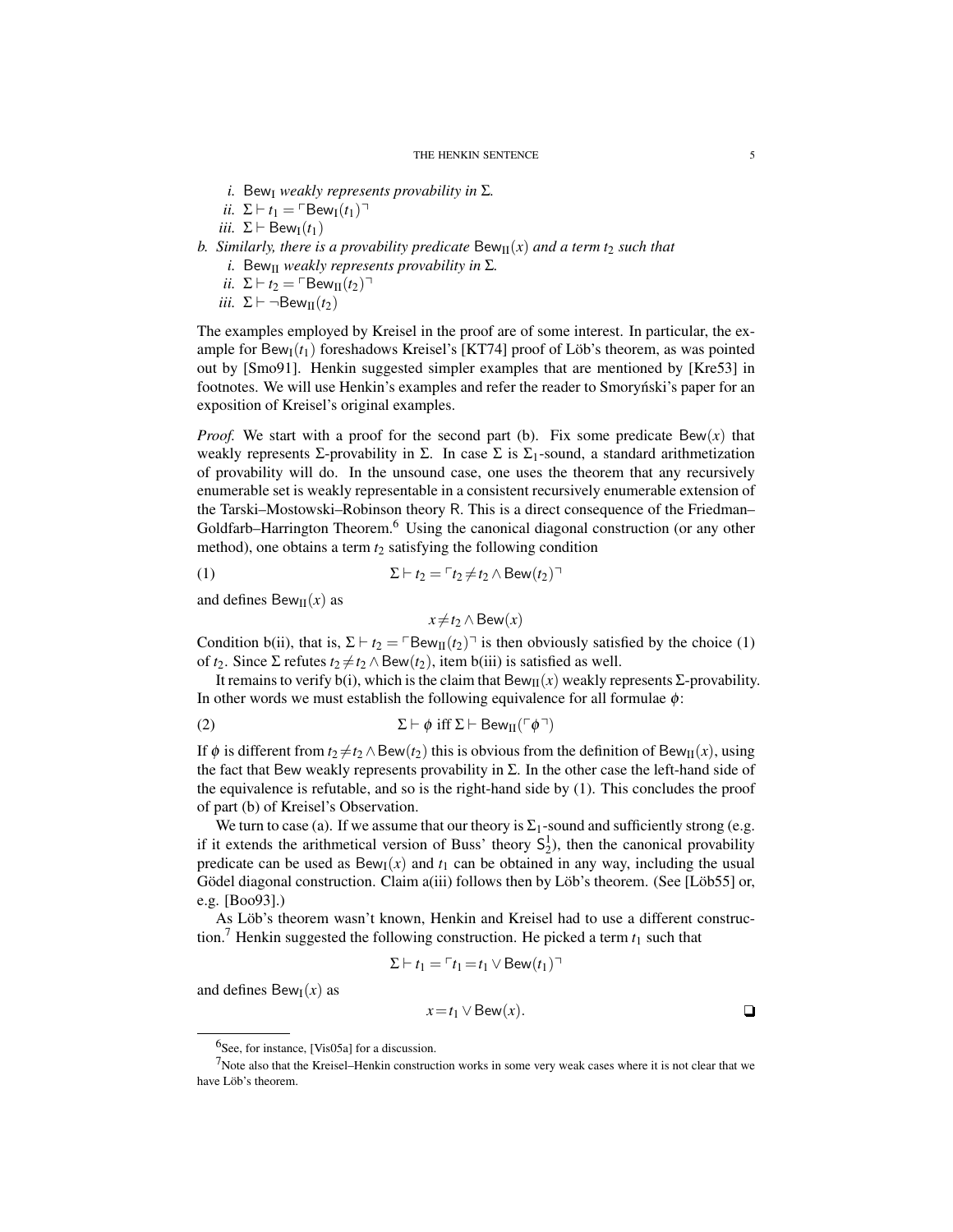*i.* $\mathsf{Bew}_{\mathrm{I}}$ *weakly represents provability in* $\Sigma$*.*

*ii.* $\Sigma \vdash t_1 = \ulcorner \mathsf{Bew}_{\mathrm{I}}(t_1) \urcorner$

*iii.* $\Sigma \vdash \mathsf{Bew}_{\mathrm{I}}(t_1)$

*b. Similarly, there is a provability predicate* $\mathsf{Bew}_{\mathrm{II}}(x)$ *and a term* $t_2$ *such that*

*i.* $\mathsf{Bew}_{\mathrm{II}}$ *weakly represents provability in* $\Sigma$*.*

*ii.* $\Sigma \vdash t_2 = \ulcorner \mathsf{Bew}_{\mathrm{II}}(t_2) \urcorner$

*iii.* $\Sigma \vdash \neg \mathsf{Bew}_{\mathrm{II}}(t_2)$

The examples employed by Kreisel in the proof are of some interest. In particular, the example for $\mathsf{Bew}_{\mathrm{I}}(t_1)$ foreshadows Kreisel's [KT74] proof of Löb's theorem, as was pointed out by [Smo91]. Henkin suggested simpler examples that are mentioned by [Kre53] in footnotes. We will use Henkin's examples and refer the reader to Smoryński's paper for an exposition of Kreisel's original examples.

*Proof.* We start with a proof for the second part (b). Fix some predicate $\mathsf{Bew}(x)$ that weakly represents $\Sigma$-provability in $\Sigma$. In case $\Sigma$ is $\Sigma_1$-sound, a standard arithmetization of provability will do. In the unsound case, one uses the theorem that any recursively enumerable set is weakly representable in a consistent recursively enumerable extension of the Tarski–Mostowski–Robinson theory R. This is a direct consequence of the Friedman–Goldfarb–Harrington Theorem.[6] Using the canonical diagonal construction (or any other method), one obtains a term $t_2$ satisfying the following condition

$$\Sigma \vdash t_2 = \ulcorner t_2 \neq t_2 \wedge \mathsf{Bew}(t_2) \urcorner \tag{1}$$

and defines $\mathsf{Bew}_{\mathrm{II}}(x)$ as

$$x \neq t_2 \wedge \mathsf{Bew}(x)$$

Condition b(ii), that is, $\Sigma \vdash t_2 = \ulcorner \mathsf{Bew}_{\mathrm{II}}(t_2) \urcorner$ is then obviously satisfied by the choice (1) of $t_2$. Since $\Sigma$ refutes $t_2 \neq t_2 \wedge \mathsf{Bew}(t_2)$, item b(iii) is satisfied as well.

It remains to verify b(i), which is the claim that $\mathsf{Bew}_{\mathrm{II}}(x)$ weakly represents $\Sigma$-provability. In other words we must establish the following equivalence for all formulae $\phi$:

$$\Sigma \vdash \phi \text{ iff } \Sigma \vdash \mathsf{Bew}_{\mathrm{II}}(\ulcorner \phi \urcorner) \tag{2}$$

If $\phi$ is different from $t_2 \neq t_2 \wedge \mathsf{Bew}(t_2)$ this is obvious from the definition of $\mathsf{Bew}_{\mathrm{II}}(x)$, using the fact that Bew weakly represents provability in $\Sigma$. In the other case the left-hand side of the equivalence is refutable, and so is the right-hand side by (1). This concludes the proof of part (b) of Kreisel's Observation.

We turn to case (a). If we assume that our theory is $\Sigma_1$-sound and sufficiently strong (e.g. if it extends the arithmetical version of Buss' theory $\mathsf{S}^1_2$), then the canonical provability predicate can be used as $\mathsf{Bew}_{\mathrm{I}}(x)$ and $t_1$ can be obtained in any way, including the usual Gödel diagonal construction. Claim a(iii) follows then by Löb's theorem. (See [Löb55] or, e.g. [Boo93].)

As Löb's theorem wasn't known, Henkin and Kreisel had to use a different construction.[7] Henkin suggested the following construction. He picked a term $t_1$ such that

$$\Sigma \vdash t_1 = \ulcorner t_1 = t_1 \vee \mathsf{Bew}(t_1) \urcorner$$

and defines $\mathsf{Bew}_{\mathrm{I}}(x)$ as

$$x = t_1 \vee \mathsf{Bew}(x).$$

❑

[6] See, for instance, [Vis05a] for a discussion.

[7] Note also that the Kreisel–Henkin construction works in some very weak cases where it is not clear that we have Löb's theorem.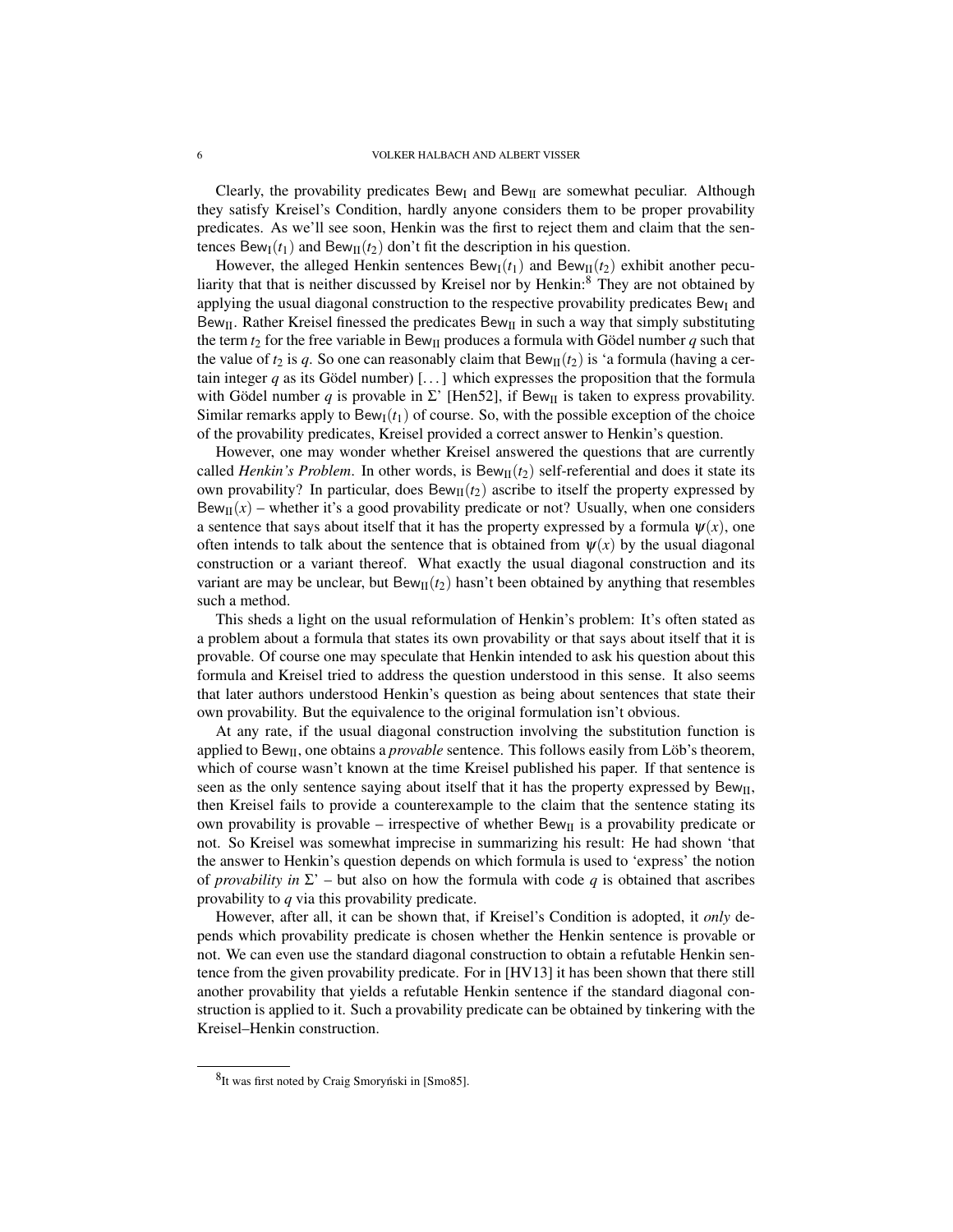Clearly, the provability predicates $\mathsf{Bew}_{\mathrm{I}}$ and $\mathsf{Bew}_{\mathrm{II}}$ are somewhat peculiar. Although they satisfy Kreisel's Condition, hardly anyone considers them to be proper provability predicates. As we'll see soon, Henkin was the first to reject them and claim that the sentences $\mathsf{Bew}_{\mathrm{I}}(t_1)$ and $\mathsf{Bew}_{\mathrm{II}}(t_2)$ don't fit the description in his question.

However, the alleged Henkin sentences $\mathsf{Bew}_{\mathrm{I}}(t_1)$ and $\mathsf{Bew}_{\mathrm{II}}(t_2)$ exhibit another peculiarity that that is neither discussed by Kreisel nor by Henkin:[8] They are not obtained by applying the usual diagonal construction to the respective provability predicates $\mathsf{Bew}_{\mathrm{I}}$ and $\mathsf{Bew}_{\mathrm{II}}$. Rather Kreisel finessed the predicates $\mathsf{Bew}_{\mathrm{II}}$ in such a way that simply substituting the term $t_2$ for the free variable in $\mathsf{Bew}_{\mathrm{II}}$ produces a formula with Gödel number $q$ such that the value of $t_2$ is $q$. So one can reasonably claim that $\mathsf{Bew}_{\mathrm{II}}(t_2)$ is 'a formula (having a certain integer $q$ as its Gödel number) [...] which expresses the proposition that the formula with Gödel number $q$ is provable in $\Sigma$' [Hen52], if $\mathsf{Bew}_{\mathrm{II}}$ is taken to express provability. Similar remarks apply to $\mathsf{Bew}_{\mathrm{I}}(t_1)$ of course. So, with the possible exception of the choice of the provability predicates, Kreisel provided a correct answer to Henkin's question.

However, one may wonder whether Kreisel answered the questions that are currently called *Henkin's Problem*. In other words, is $\mathsf{Bew}_{\mathrm{II}}(t_2)$ self-referential and does it state its own provability? In particular, does $\mathsf{Bew}_{\mathrm{II}}(t_2)$ ascribe to itself the property expressed by $\mathsf{Bew}_{\mathrm{II}}(x)$ – whether it's a good provability predicate or not? Usually, when one considers a sentence that says about itself that it has the property expressed by a formula $\psi(x)$, one often intends to talk about the sentence that is obtained from $\psi(x)$ by the usual diagonal construction or a variant thereof. What exactly the usual diagonal construction and its variant are may be unclear, but $\mathsf{Bew}_{\mathrm{II}}(t_2)$ hasn't been obtained by anything that resembles such a method.

This sheds a light on the usual reformulation of Henkin's problem: It's often stated as a problem about a formula that states its own provability or that says about itself that it is provable. Of course one may speculate that Henkin intended to ask his question about this formula and Kreisel tried to address the question understood in this sense. It also seems that later authors understood Henkin's question as being about sentences that state their own provability. But the equivalence to the original formulation isn't obvious.

At any rate, if the usual diagonal construction involving the substitution function is applied to $\mathsf{Bew}_{\mathrm{II}}$, one obtains a *provable* sentence. This follows easily from Löb's theorem, which of course wasn't known at the time Kreisel published his paper. If that sentence is seen as the only sentence saying about itself that it has the property expressed by $\mathsf{Bew}_{\mathrm{II}}$, then Kreisel fails to provide a counterexample to the claim that the sentence stating its own provability is provable – irrespective of whether $\mathsf{Bew}_{\mathrm{II}}$ is a provability predicate or not. So Kreisel was somewhat imprecise in summarizing his result: He had shown 'that the answer to Henkin's question depends on which formula is used to 'express' the notion of *provability in* $\Sigma$' – but also on how the formula with code $q$ is obtained that ascribes provability to $q$ via this provability predicate.

However, after all, it can be shown that, if Kreisel's Condition is adopted, it *only* depends which provability predicate is chosen whether the Henkin sentence is provable or not. We can even use the standard diagonal construction to obtain a refutable Henkin sentence from the given provability predicate. For in [HV13] it has been shown that there still another provability that yields a refutable Henkin sentence if the standard diagonal construction is applied to it. Such a provability predicate can be obtained by tinkering with the Kreisel–Henkin construction.

---

[8] It was first noted by Craig Smoryński in [Smo85].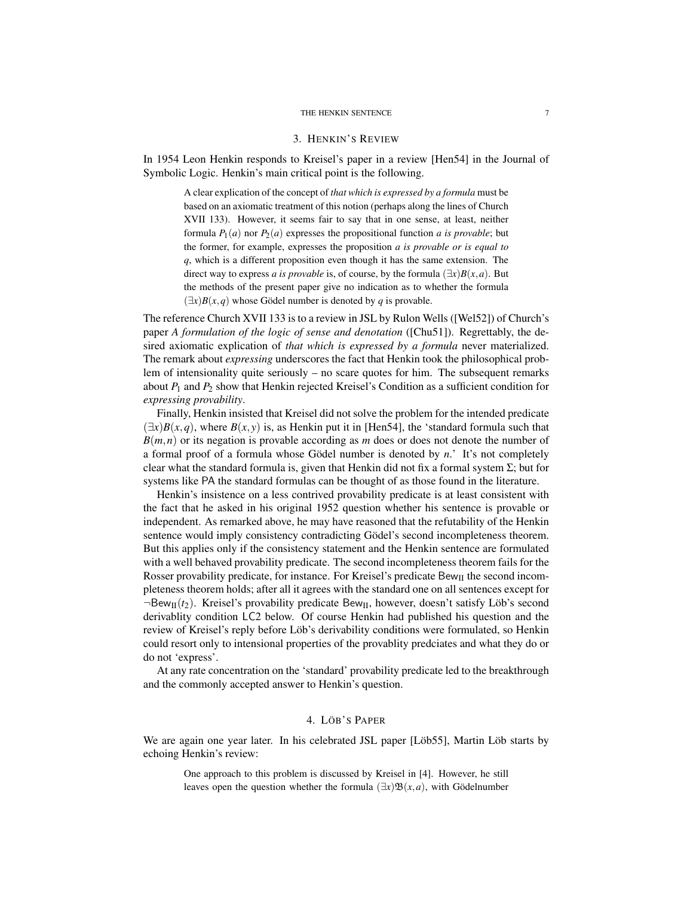## 3. Henkin's Review

In 1954 Leon Henkin responds to Kreisel's paper in a review [Hen54] in the Journal of Symbolic Logic. Henkin's main critical point is the following.

> A clear explication of the concept of *that which is expressed by a formula* must be based on an axiomatic treatment of this notion (perhaps along the lines of Church XVII 133). However, it seems fair to say that in one sense, at least, neither formula $P_1(a)$ nor $P_2(a)$ expresses the propositional function *a is provable*; but the former, for example, expresses the proposition *a is provable or is equal to q*, which is a different proposition even though it has the same extension. The direct way to express *a is provable* is, of course, by the formula $(\exists x)B(x,a)$. But the methods of the present paper give no indication as to whether the formula $(\exists x)B(x,q)$ whose Gödel number is denoted by $q$ is provable.

The reference Church XVII 133 is to a review in JSL by Rulon Wells ([Wel52]) of Church's paper *A formulation of the logic of sense and denotation* ([Chu51]). Regrettably, the desired axiomatic explication of *that which is expressed by a formula* never materialized. The remark about *expressing* underscores the fact that Henkin took the philosophical problem of intensionality quite seriously – no scare quotes for him. The subsequent remarks about $P_1$ and $P_2$ show that Henkin rejected Kreisel's Condition as a sufficient condition for *expressing provability*.

Finally, Henkin insisted that Kreisel did not solve the problem for the intended predicate $(\exists x)B(x,q)$, where $B(x,y)$ is, as Henkin put it in [Hen54], the 'standard formula such that $B(m,n)$ or its negation is provable according as $m$ does or does not denote the number of a formal proof of a formula whose Gödel number is denoted by $n$.' It's not completely clear what the standard formula is, given that Henkin did not fix a formal system $\Sigma$; but for systems like PA the standard formulas can be thought of as those found in the literature.

Henkin's insistence on a less contrived provability predicate is at least consistent with the fact that he asked in his original 1952 question whether his sentence is provable or independent. As remarked above, he may have reasoned that the refutability of the Henkin sentence would imply consistency contradicting Gödel's second incompleteness theorem. But this applies only if the consistency statement and the Henkin sentence are formulated with a well behaved provability predicate. The second incompleteness theorem fails for the Rosser provability predicate, for instance. For Kreisel's predicate $\mathsf{Bew}_{\text{II}}$ the second incompleteness theorem holds; after all it agrees with the standard one on all sentences except for $\neg\mathsf{Bew}_{\text{II}}(t_2)$. Kreisel's provability predicate $\mathsf{Bew}_{\text{II}}$, however, doesn't satisfy Löb's second derivablity condition LC2 below. Of course Henkin had published his question and the review of Kreisel's reply before Löb's derivability conditions were formulated, so Henkin could resort only to intensional properties of the provablity predciates and what they do or do not 'express'.

At any rate concentration on the 'standard' provability predicate led to the breakthrough and the commonly accepted answer to Henkin's question.

## 4. Löb's Paper

We are again one year later. In his celebrated JSL paper [Löb55], Martin Löb starts by echoing Henkin's review:

> One approach to this problem is discussed by Kreisel in [4]. However, he still leaves open the question whether the formula $(\exists x)\mathfrak{B}(x,a)$, with Gödelnumber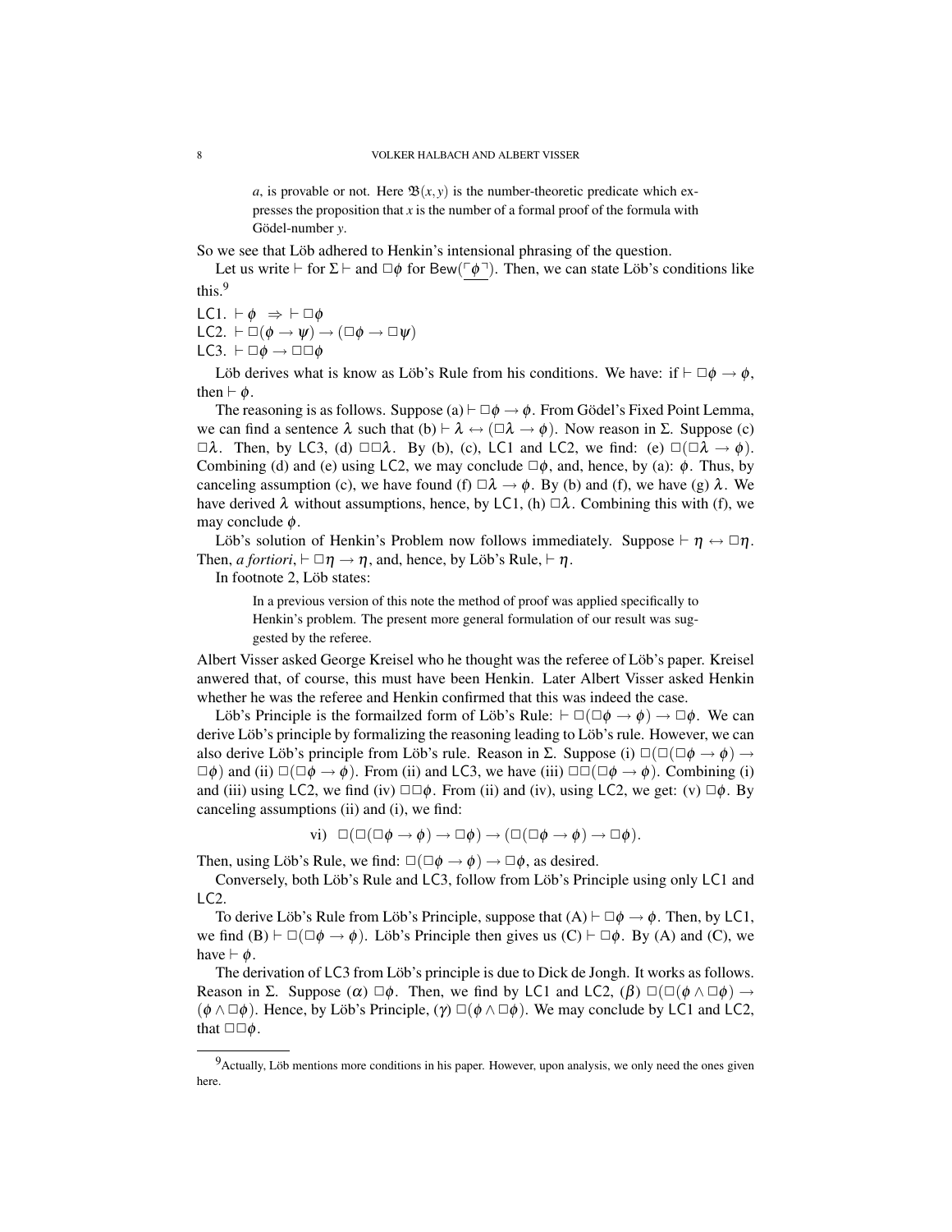> $a$, is provable or not. Here $\mathfrak{B}(x,y)$ is the number-theoretic predicate which expresses the proposition that $x$ is the number of a formal proof of the formula with Gödel-number $y$.

So we see that Löb adhered to Henkin's intensional phrasing of the question.

Let us write $\vdash$ for $\Sigma \vdash$ and $\Box\phi$ for $\mathsf{Bew}(\ulcorner \underline{\phi} \urcorner)$. Then, we can state Löb's conditions like this.[9]

LC1. $\vdash \phi \ \Rightarrow \ \vdash \Box\phi$
LC2. $\vdash \Box(\phi \to \psi) \to (\Box\phi \to \Box\psi)$
LC3. $\vdash \Box\phi \to \Box\Box\phi$

Löb derives what is know as Löb's Rule from his conditions. We have: if $\vdash \Box\phi \to \phi$, then $\vdash \phi$.

The reasoning is as follows. Suppose (a) $\vdash \Box\phi \to \phi$. From Gödel's Fixed Point Lemma, we can find a sentence $\lambda$ such that (b) $\vdash \lambda \leftrightarrow (\Box\lambda \to \phi)$. Now reason in $\Sigma$. Suppose (c) $\Box\lambda$. Then, by LC3, (d) $\Box\Box\lambda$. By (b), (c), LC1 and LC2, we find: (e) $\Box(\Box\lambda \to \phi)$. Combining (d) and (e) using LC2, we may conclude $\Box\phi$, and, hence, by (a): $\phi$. Thus, by canceling assumption (c), we have found (f) $\Box\lambda \to \phi$. By (b) and (f), we have (g) $\lambda$. We have derived $\lambda$ without assumptions, hence, by LC1, (h) $\Box\lambda$. Combining this with (f), we may conclude $\phi$.

Löb's solution of Henkin's Problem now follows immediately. Suppose $\vdash \eta \leftrightarrow \Box\eta$. Then, *a fortiori*, $\vdash \Box\eta \to \eta$, and, hence, by Löb's Rule, $\vdash \eta$.

In footnote 2, Löb states:

> In a previous version of this note the method of proof was applied specifically to Henkin's problem. The present more general formulation of our result was suggested by the referee.

Albert Visser asked George Kreisel who he thought was the referee of Löb's paper. Kreisel anwered that, of course, this must have been Henkin. Later Albert Visser asked Henkin whether he was the referee and Henkin confirmed that this was indeed the case.

Löb's Principle is the formailzed form of Löb's Rule: $\vdash \Box(\Box\phi \to \phi) \to \Box\phi$. We can derive Löb's principle by formalizing the reasoning leading to Löb's rule. However, we can also derive Löb's principle from Löb's rule. Reason in $\Sigma$. Suppose (i) $\Box(\Box(\Box\phi \to \phi) \to \Box\phi)$ and (ii) $\Box(\Box\phi \to \phi)$. From (ii) and LC3, we have (iii) $\Box\Box(\Box\phi \to \phi)$. Combining (i) and (iii) using LC2, we find (iv) $\Box\Box\phi$. From (ii) and (iv), using LC2, we get: (v) $\Box\phi$. By canceling assumptions (ii) and (i), we find:

$$\text{vi)} \quad \Box(\Box(\Box\phi \to \phi) \to \Box\phi) \to (\Box(\Box\phi \to \phi) \to \Box\phi).$$

Then, using Löb's Rule, we find: $\Box(\Box\phi \to \phi) \to \Box\phi$, as desired.

Conversely, both Löb's Rule and LC3, follow from Löb's Principle using only LC1 and LC2.

To derive Löb's Rule from Löb's Principle, suppose that (A) $\vdash \Box\phi \to \phi$. Then, by LC1, we find (B) $\vdash \Box(\Box\phi \to \phi)$. Löb's Principle then gives us (C) $\vdash \Box\phi$. By (A) and (C), we have $\vdash \phi$.

The derivation of LC3 from Löb's principle is due to Dick de Jongh. It works as follows. Reason in $\Sigma$. Suppose ($\alpha$) $\Box\phi$. Then, we find by LC1 and LC2, ($\beta$) $\Box(\Box(\phi \wedge \Box\phi) \to (\phi \wedge \Box\phi))$. Hence, by Löb's Principle, ($\gamma$) $\Box(\phi \wedge \Box\phi)$. We may conclude by LC1 and LC2, that $\Box\Box\phi$.

[9] Actually, Löb mentions more conditions in his paper. However, upon analysis, we only need the ones given here.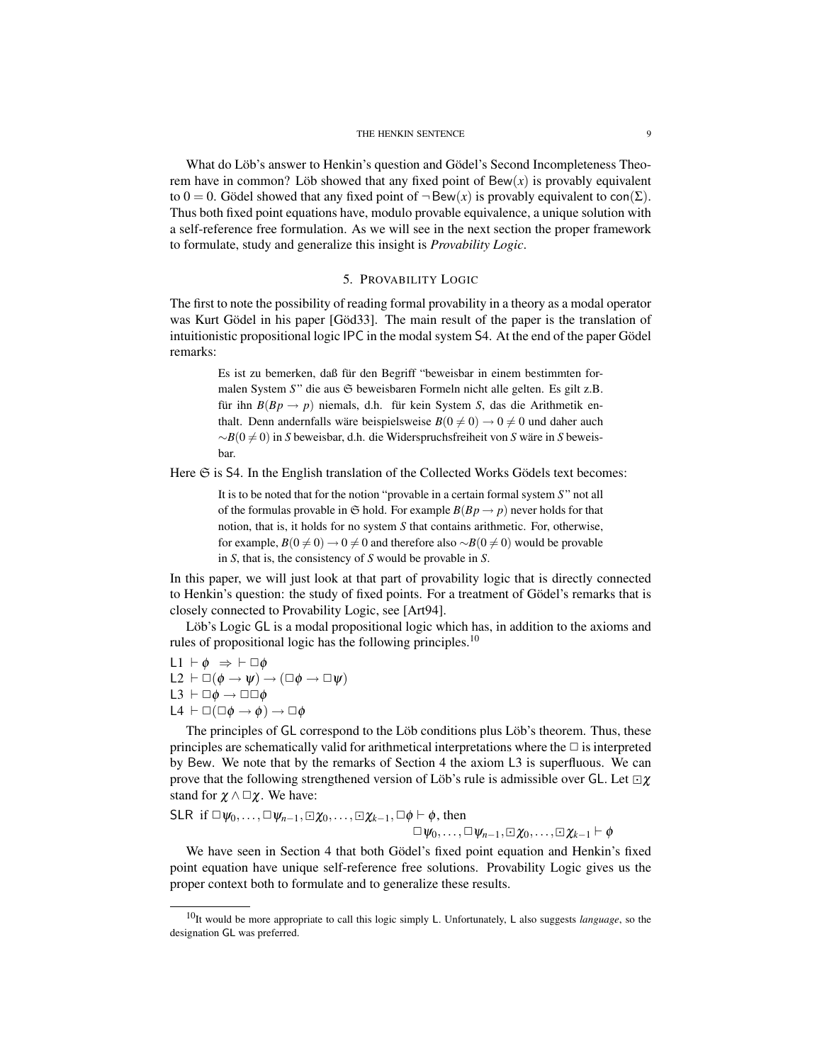What do Löb's answer to Henkin's question and Gödel's Second Incompleteness Theorem have in common? Löb showed that any fixed point of $\mathsf{Bew}(x)$ is provably equivalent to $0 = 0$. Gödel showed that any fixed point of $\neg\mathsf{Bew}(x)$ is provably equivalent to $\mathsf{con}(\Sigma)$. Thus both fixed point equations have, modulo provable equivalence, a unique solution with a self-reference free formulation. As we will see in the next section the proper framework to formulate, study and generalize this insight is *Provability Logic*.

## 5. Provability Logic

The first to note the possibility of reading formal provability in a theory as a modal operator was Kurt Gödel in his paper [Göd33]. The main result of the paper is the translation of intuitionistic propositional logic IPC in the modal system S4. At the end of the paper Gödel remarks:

> Es ist zu bemerken, daß für den Begriff "beweisbar in einem bestimmten formalen System $S$" die aus $\mathfrak{S}$ beweisbaren Formeln nicht alle gelten. Es gilt z.B. für ihn $B(Bp \to p)$ niemals, d.h. für kein System $S$, das die Arithmetik enthalt. Denn andernfalls wäre beispielsweise $B(0 \neq 0) \to 0 \neq 0$ und daher auch $\sim B(0 \neq 0)$ in $S$ beweisbar, d.h. die Widerspruchsfreiheit von $S$ wäre in $S$ beweisbar.

Here $\mathfrak{S}$ is S4. In the English translation of the Collected Works Gödels text becomes:

> It is to be noted that for the notion "provable in a certain formal system $S$" not all of the formulas provable in $\mathfrak{S}$ hold. For example $B(Bp \to p)$ never holds for that notion, that is, it holds for no system $S$ that contains arithmetic. For, otherwise, for example, $B(0 \neq 0) \to 0 \neq 0$ and therefore also $\sim B(0 \neq 0)$ would be provable in $S$, that is, the consistency of $S$ would be provable in $S$.

In this paper, we will just look at that part of provability logic that is directly connected to Henkin's question: the study of fixed points. For a treatment of Gödel's remarks that is closely connected to Provability Logic, see [Art94].

Löb's Logic GL is a modal propositional logic which has, in addition to the axioms and rules of propositional logic has the following principles.[10]

L1 $\vdash \phi \;\Rightarrow\; \vdash \Box\phi$
L2 $\vdash \Box(\phi \to \psi) \to (\Box\phi \to \Box\psi)$
L3 $\vdash \Box\phi \to \Box\Box\phi$
L4 $\vdash \Box(\Box\phi \to \phi) \to \Box\phi$

The principles of GL correspond to the Löb conditions plus Löb's theorem. Thus, these principles are schematically valid for arithmetical interpretations where the $\Box$ is interpreted by Bew. We note that by the remarks of Section 4 the axiom L3 is superfluous. We can prove that the following strengthened version of Löb's rule is admissible over GL. Let $\boxdot\chi$ stand for $\chi \wedge \Box\chi$. We have:

SLR if $\Box\psi_0, \ldots, \Box\psi_{n-1}, \boxdot\chi_0, \ldots, \boxdot\chi_{k-1}, \Box\phi \vdash \phi$, then
$$\Box\psi_0, \ldots, \Box\psi_{n-1}, \boxdot\chi_0, \ldots, \boxdot\chi_{k-1} \vdash \phi$$

We have seen in Section 4 that both Gödel's fixed point equation and Henkin's fixed point equation have unique self-reference free solutions. Provability Logic gives us the proper context both to formulate and to generalize these results.

[10] It would be more appropriate to call this logic simply L. Unfortunately, L also suggests *language*, so the designation GL was preferred.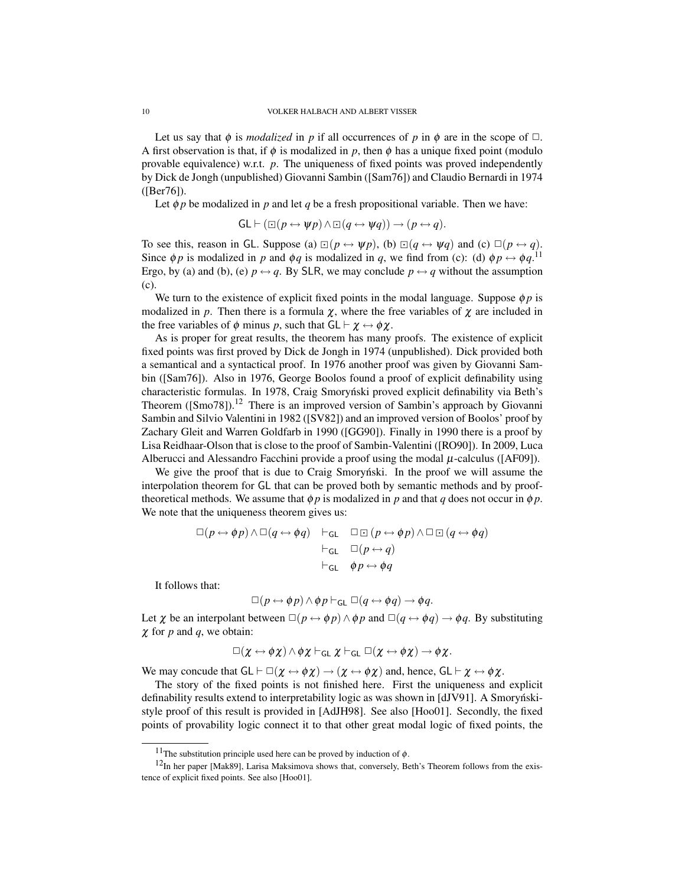Let us say that $\phi$ is *modalized* in $p$ if all occurrences of $p$ in $\phi$ are in the scope of $\Box$. A first observation is that, if $\phi$ is modalized in $p$, then $\phi$ has a unique fixed point (modulo provable equivalence) w.r.t. $p$. The uniqueness of fixed points was proved independently by Dick de Jongh (unpublished) Giovanni Sambin ([Sam76]) and Claudio Bernardi in 1974 ([Ber76]).

Let $\phi p$ be modalized in $p$ and let $q$ be a fresh propositional variable. Then we have:

$$\mathsf{GL} \vdash (\boxdot(p \leftrightarrow \psi p) \wedge \boxdot(q \leftrightarrow \psi q)) \to (p \leftrightarrow q).$$

To see this, reason in $\mathsf{GL}$. Suppose (a) $\boxdot(p \leftrightarrow \psi p)$, (b) $\boxdot(q \leftrightarrow \psi q)$ and (c) $\Box(p \leftrightarrow q)$. Since $\phi p$ is modalized in $p$ and $\phi q$ is modalized in $q$, we find from (c): (d) $\phi p \leftrightarrow \phi q$.[11] Ergo, by (a) and (b), (e) $p \leftrightarrow q$. By $\mathsf{SLR}$, we may conclude $p \leftrightarrow q$ without the assumption (c).

We turn to the existence of explicit fixed points in the modal language. Suppose $\phi p$ is modalized in $p$. Then there is a formula $\chi$, where the free variables of $\chi$ are included in the free variables of $\phi$ minus $p$, such that $\mathsf{GL} \vdash \chi \leftrightarrow \phi\chi$.

As is proper for great results, the theorem has many proofs. The existence of explicit fixed points was first proved by Dick de Jongh in 1974 (unpublished). Dick provided both a semantical and a syntactical proof. In 1976 another proof was given by Giovanni Sambin ([Sam76]). Also in 1976, George Boolos found a proof of explicit definability using characteristic formulas. In 1978, Craig Smoryński proved explicit definability via Beth's Theorem ([Smo78]).[12] There is an improved version of Sambin's approach by Giovanni Sambin and Silvio Valentini in 1982 ([SV82]) and an improved version of Boolos' proof by Zachary Gleit and Warren Goldfarb in 1990 ([GG90]). Finally in 1990 there is a proof by Lisa Reidhaar-Olson that is close to the proof of Sambin-Valentini ([RO90]). In 2009, Luca Alberucci and Alessandro Facchini provide a proof using the modal $\mu$-calculus ([AF09]).

We give the proof that is due to Craig Smoryński. In the proof we will assume the interpolation theorem for $\mathsf{GL}$ that can be proved both by semantic methods and by proof-theoretical methods. We assume that $\phi p$ is modalized in $p$ and that $q$ does not occur in $\phi p$. We note that the uniqueness theorem gives us:

$$\begin{aligned}
\Box(p \leftrightarrow \phi p) \wedge \Box(q \leftrightarrow \phi q) \quad &\vdash_{\mathsf{GL}} \quad \Box\boxdot(p \leftrightarrow \phi p) \wedge \Box\boxdot(q \leftrightarrow \phi q) \\
&\vdash_{\mathsf{GL}} \quad \Box(p \leftrightarrow q) \\
&\vdash_{\mathsf{GL}} \quad \phi p \leftrightarrow \phi q
\end{aligned}$$

It follows that:

$$\Box(p \leftrightarrow \phi p) \wedge \phi p \vdash_{\mathsf{GL}} \Box(q \leftrightarrow \phi q) \to \phi q.$$

Let $\chi$ be an interpolant between $\Box(p \leftrightarrow \phi p) \wedge \phi p$ and $\Box(q \leftrightarrow \phi q) \to \phi q$. By substituting $\chi$ for $p$ and $q$, we obtain:

$$\Box(\chi \leftrightarrow \phi\chi) \wedge \phi\chi \vdash_{\mathsf{GL}} \chi \vdash_{\mathsf{GL}} \Box(\chi \leftrightarrow \phi\chi) \to \phi\chi.$$

We may concude that $\mathsf{GL} \vdash \Box(\chi \leftrightarrow \phi\chi) \to (\chi \leftrightarrow \phi\chi)$ and, hence, $\mathsf{GL} \vdash \chi \leftrightarrow \phi\chi$.

The story of the fixed points is not finished here. First the uniqueness and explicit definability results extend to interpretability logic as was shown in [dJV91]. A Smoryński-style proof of this result is provided in [AdJH98]. See also [Hoo01]. Secondly, the fixed points of provability logic connect it to that other great modal logic of fixed points, the

[11] The substitution principle used here can be proved by induction of $\phi$.

[12] In her paper [Mak89], Larisa Maksimova shows that, conversely, Beth's Theorem follows from the existence of explicit fixed points. See also [Hoo01].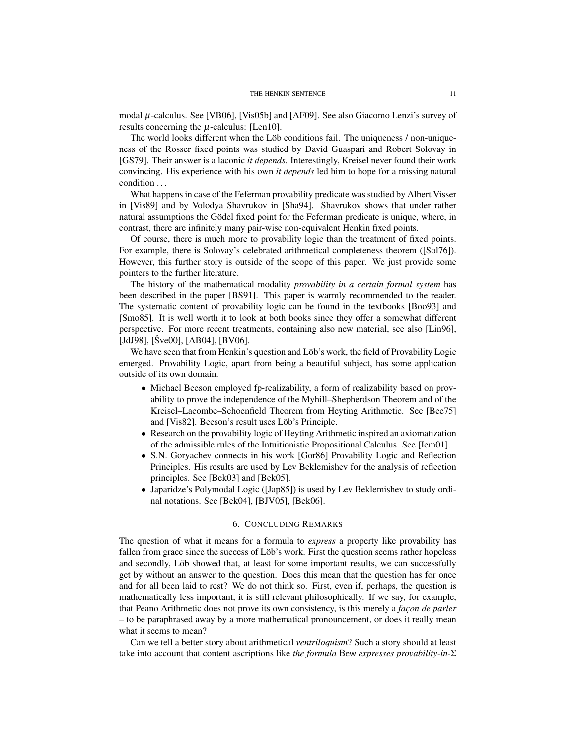modal $\mu$-calculus. See [VB06], [Vis05b] and [AF09]. See also Giacomo Lenzi's survey of results concerning the $\mu$-calculus: [Len10].

The world looks different when the Löb conditions fail. The uniqueness / non-uniqueness of the Rosser fixed points was studied by David Guaspari and Robert Solovay in [GS79]. Their answer is a laconic *it depends*. Interestingly, Kreisel never found their work convincing. His experience with his own *it depends* led him to hope for a missing natural condition ...

What happens in case of the Feferman provability predicate was studied by Albert Visser in [Vis89] and by Volodya Shavrukov in [Sha94]. Shavrukov shows that under rather natural assumptions the Gödel fixed point for the Feferman predicate is unique, where, in contrast, there are infinitely many pair-wise non-equivalent Henkin fixed points.

Of course, there is much more to provability logic than the treatment of fixed points. For example, there is Solovay's celebrated arithmetical completeness theorem ([Sol76]). However, this further story is outside of the scope of this paper. We just provide some pointers to the further literature.

The history of the mathematical modality *provability in a certain formal system* has been described in the paper [BS91]. This paper is warmly recommended to the reader. The systematic content of provability logic can be found in the textbooks [Boo93] and [Smo85]. It is well worth it to look at both books since they offer a somewhat different perspective. For more recent treatments, containing also new material, see also [Lin96], [JdJ98], [Šve00], [AB04], [BV06].

We have seen that from Henkin's question and Löb's work, the field of Provability Logic emerged. Provability Logic, apart from being a beautiful subject, has some application outside of its own domain.

- Michael Beeson employed fp-realizability, a form of realizability based on provability to prove the independence of the Myhill–Shepherdson Theorem and of the Kreisel–Lacombe–Schoenfield Theorem from Heyting Arithmetic. See [Bee75] and [Vis82]. Beeson's result uses Löb's Principle.
- Research on the provability logic of Heyting Arithmetic inspired an axiomatization of the admissible rules of the Intuitionistic Propositional Calculus. See [Iem01].
- S.N. Goryachev connects in his work [Gor86] Provability Logic and Reflection Principles. His results are used by Lev Beklemishev for the analysis of reflection principles. See [Bek03] and [Bek05].
- Japaridze's Polymodal Logic ([Jap85]) is used by Lev Beklemishev to study ordinal notations. See [Bek04], [BJV05], [Bek06].

## 6. Concluding Remarks

The question of what it means for a formula to *express* a property like provability has fallen from grace since the success of Löb's work. First the question seems rather hopeless and secondly, Löb showed that, at least for some important results, we can successfully get by without an answer to the question. Does this mean that the question has for once and for all been laid to rest? We do not think so. First, even if, perhaps, the question is mathematically less important, it is still relevant philosophically. If we say, for example, that Peano Arithmetic does not prove its own consistency, is this merely a *façon de parler* – to be paraphrased away by a more mathematical pronouncement, or does it really mean what it seems to mean?

Can we tell a better story about arithmetical *ventriloquism*? Such a story should at least take into account that content ascriptions like *the formula* Bew *expresses provability-in-*$\Sigma$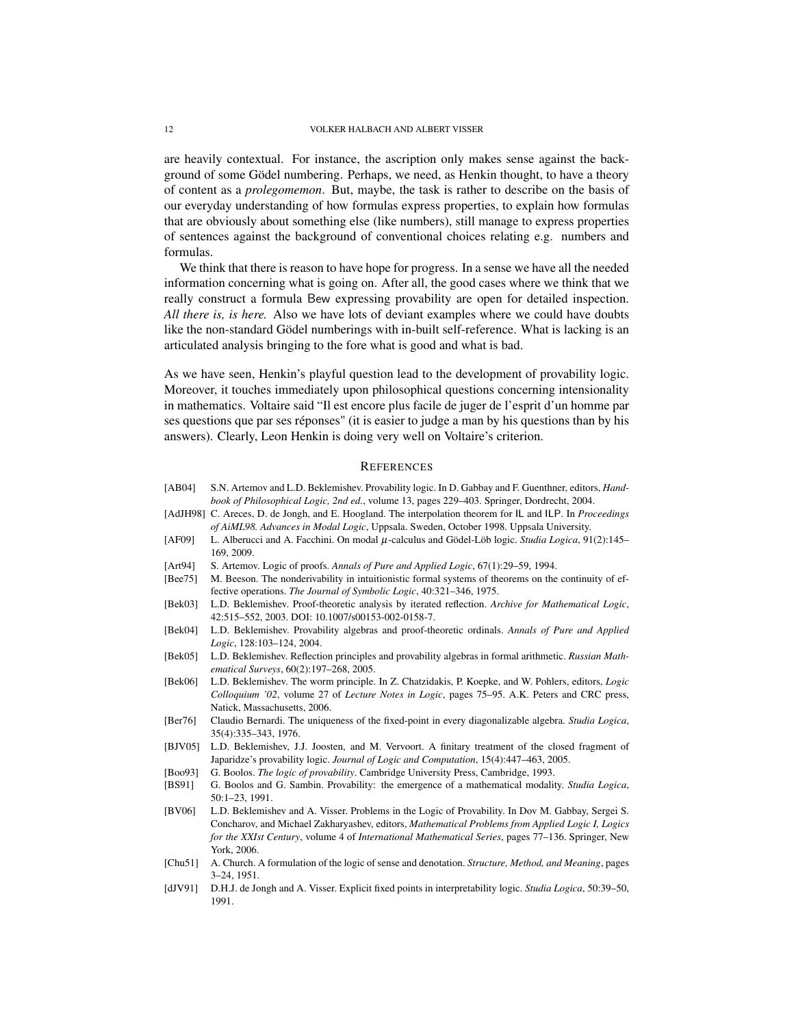are heavily contextual. For instance, the ascription only makes sense against the background of some Gödel numbering. Perhaps, we need, as Henkin thought, to have a theory of content as a *prolegomemon*. But, maybe, the task is rather to describe on the basis of our everyday understanding of how formulas express properties, to explain how formulas that are obviously about something else (like numbers), still manage to express properties of sentences against the background of conventional choices relating e.g. numbers and formulas.

We think that there is reason to have hope for progress. In a sense we have all the needed information concerning what is going on. After all, the good cases where we think that we really construct a formula Bew expressing provability are open for detailed inspection. *All there is, is here.* Also we have lots of deviant examples where we could have doubts like the non-standard Gödel numberings with in-built self-reference. What is lacking is an articulated analysis bringing to the fore what is good and what is bad.

As we have seen, Henkin's playful question lead to the development of provability logic. Moreover, it touches immediately upon philosophical questions concerning intensionality in mathematics. Voltaire said "Il est encore plus facile de juger de l'esprit d'un homme par ses questions que par ses réponses" (it is easier to judge a man by his questions than by his answers). Clearly, Leon Henkin is doing very well on Voltaire's criterion.

## References

- [AB04] S.N. Artemov and L.D. Beklemishev. Provability logic. In D. Gabbay and F. Guenthner, editors, *Handbook of Philosophical Logic, 2nd ed.*, volume 13, pages 229–403. Springer, Dordrecht, 2004.
- [AdJH98] C. Areces, D. de Jongh, and E. Hoogland. The interpolation theorem for IL and ILP. In *Proceedings of AiML98. Advances in Modal Logic*, Uppsala. Sweden, October 1998. Uppsala University.
- [AF09] L. Alberucci and A. Facchini. On modal $\mu$-calculus and Gödel-Löb logic. *Studia Logica*, 91(2):145–169, 2009.
- [Art94] S. Artemov. Logic of proofs. *Annals of Pure and Applied Logic*, 67(1):29–59, 1994.
- [Bee75] M. Beeson. The nonderivability in intuitionistic formal systems of theorems on the continuity of effective operations. *The Journal of Symbolic Logic*, 40:321–346, 1975.
- [Bek03] L.D. Beklemishev. Proof-theoretic analysis by iterated reflection. *Archive for Mathematical Logic*, 42:515–552, 2003. DOI: 10.1007/s00153-002-0158-7.
- [Bek04] L.D. Beklemishev. Provability algebras and proof-theoretic ordinals. *Annals of Pure and Applied Logic*, 128:103–124, 2004.
- [Bek05] L.D. Beklemishev. Reflection principles and provability algebras in formal arithmetic. *Russian Mathematical Surveys*, 60(2):197–268, 2005.
- [Bek06] L.D. Beklemishev. The worm principle. In Z. Chatzidakis, P. Koepke, and W. Pohlers, editors, *Logic Colloquium '02*, volume 27 of *Lecture Notes in Logic*, pages 75–95. A.K. Peters and CRC press, Natick, Massachusetts, 2006.
- [Ber76] Claudio Bernardi. The uniqueness of the fixed-point in every diagonalizable algebra. *Studia Logica*, 35(4):335–343, 1976.
- [BJV05] L.D. Beklemishev, J.J. Joosten, and M. Vervoort. A finitary treatment of the closed fragment of Japaridze's provability logic. *Journal of Logic and Computation*, 15(4):447–463, 2005.
- [Boo93] G. Boolos. *The logic of provability*. Cambridge University Press, Cambridge, 1993.
- [BS91] G. Boolos and G. Sambin. Provability: the emergence of a mathematical modality. *Studia Logica*, 50:1–23, 1991.
- [BV06] L.D. Beklemishev and A. Visser. Problems in the Logic of Provability. In Dov M. Gabbay, Sergei S. Concharov, and Michael Zakharyashev, editors, *Mathematical Problems from Applied Logic I, Logics for the XXIst Century*, volume 4 of *International Mathematical Series*, pages 77–136. Springer, New York, 2006.
- [Chu51] A. Church. A formulation of the logic of sense and denotation. *Structure, Method, and Meaning*, pages 3–24, 1951.
- [dJV91] D.H.J. de Jongh and A. Visser. Explicit fixed points in interpretability logic. *Studia Logica*, 50:39–50, 1991.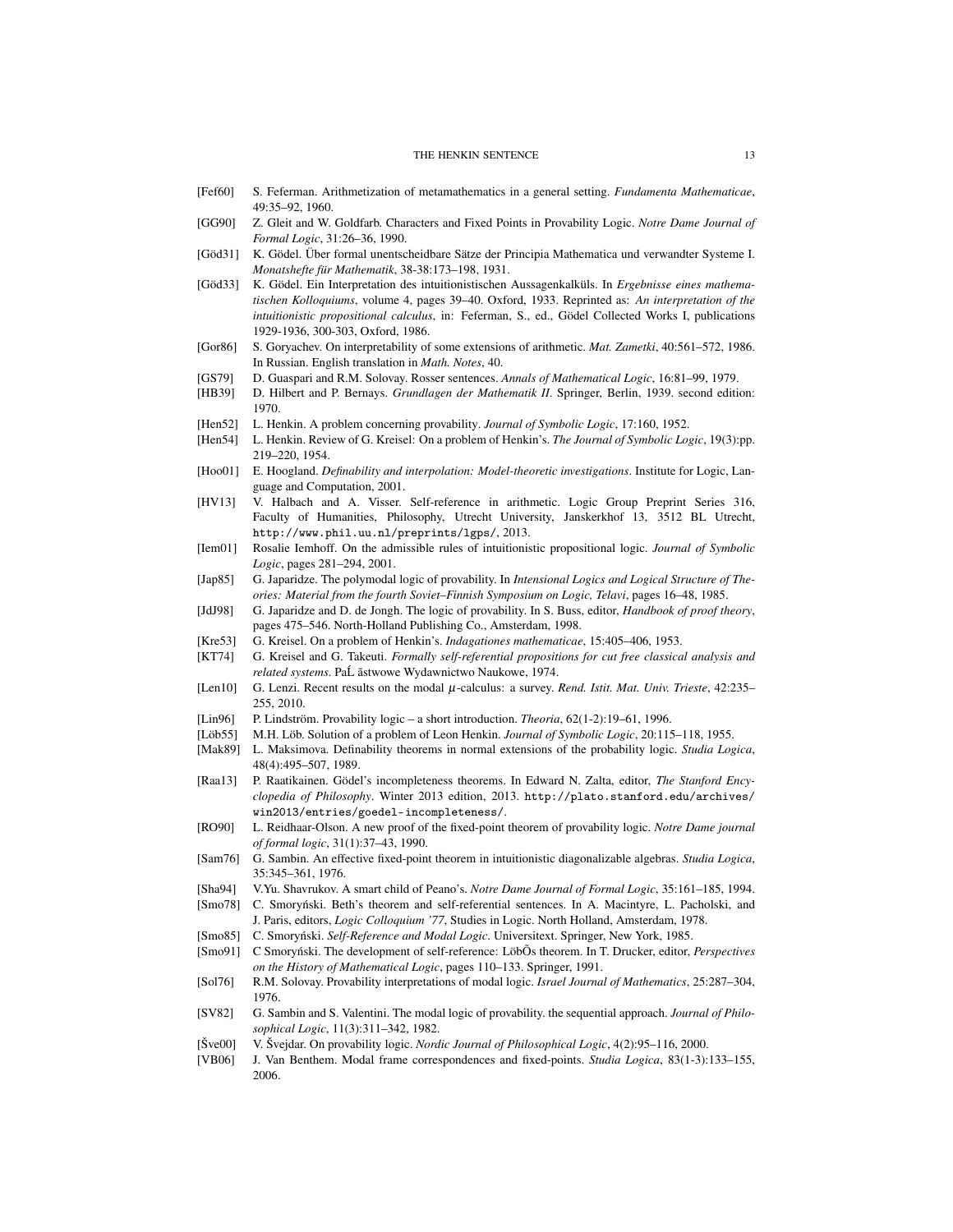[Fef60] S. Feferman. Arithmetization of metamathematics in a general setting. *Fundamenta Mathematicae*, 49:35–92, 1960.

[GG90] Z. Gleit and W. Goldfarb. Characters and Fixed Points in Provability Logic. *Notre Dame Journal of Formal Logic*, 31:26–36, 1990.

[Göd31] K. Gödel. Über formal unentscheidbare Sätze der Principia Mathematica und verwandter Systeme I. *Monatshefte für Mathematik*, 38-38:173–198, 1931.

[Göd33] K. Gödel. Ein Interpretation des intuitionistischen Aussagenkalküls. In *Ergebnisse eines mathematischen Kolloquiums*, volume 4, pages 39–40. Oxford, 1933. Reprinted as: *An interpretation of the intuitionistic propositional calculus*, in: Feferman, S., ed., Gödel Collected Works I, publications 1929-1936, 300-303, Oxford, 1986.

[Gor86] S. Goryachev. On interpretability of some extensions of arithmetic. *Mat. Zametki*, 40:561–572, 1986. In Russian. English translation in *Math. Notes*, 40.

[GS79] D. Guaspari and R.M. Solovay. Rosser sentences. *Annals of Mathematical Logic*, 16:81–99, 1979.

[HB39] D. Hilbert and P. Bernays. *Grundlagen der Mathematik II*. Springer, Berlin, 1939. second edition: 1970.

[Hen52] L. Henkin. A problem concerning provability. *Journal of Symbolic Logic*, 17:160, 1952.

[Hen54] L. Henkin. Review of G. Kreisel: On a problem of Henkin's. *The Journal of Symbolic Logic*, 19(3):pp. 219–220, 1954.

[Hoo01] E. Hoogland. *Definability and interpolation: Model-theoretic investigations*. Institute for Logic, Language and Computation, 2001.

[HV13] V. Halbach and A. Visser. Self-reference in arithmetic. Logic Group Preprint Series 316, Faculty of Humanities, Philosophy, Utrecht University, Janskerkhof 13, 3512 BL Utrecht, `http://www.phil.uu.nl/preprints/lgps/`, 2013.

[Iem01] Rosalie Iemhoff. On the admissible rules of intuitionistic propositional logic. *Journal of Symbolic Logic*, pages 281–294, 2001.

[Jap85] G. Japaridze. The polymodal logic of provability. In *Intensional Logics and Logical Structure of Theories: Material from the fourth Soviet–Finnish Symposium on Logic, Telavi*, pages 16–48, 1985.

[JdJ98] G. Japaridze and D. de Jongh. The logic of provability. In S. Buss, editor, *Handbook of proof theory*, pages 475–546. North-Holland Publishing Co., Amsterdam, 1998.

[Kre53] G. Kreisel. On a problem of Henkin's. *Indagationes mathematicae*, 15:405–406, 1953.

[KT74] G. Kreisel and G. Takeuti. *Formally self-referential propositions for cut free classical analysis and related systems*. PaĹ ăstwowe Wydawnictwo Naukowe, 1974.

[Len10] G. Lenzi. Recent results on the modal $\mu$-calculus: a survey. *Rend. Istit. Mat. Univ. Trieste*, 42:235–255, 2010.

[Lin96] P. Lindström. Provability logic – a short introduction. *Theoria*, 62(1-2):19–61, 1996.

[Löb55] M.H. Löb. Solution of a problem of Leon Henkin. *Journal of Symbolic Logic*, 20:115–118, 1955.

[Mak89] L. Maksimova. Definability theorems in normal extensions of the probability logic. *Studia Logica*, 48(4):495–507, 1989.

[Raa13] P. Raatikainen. Gödel's incompleteness theorems. In Edward N. Zalta, editor, *The Stanford Encyclopedia of Philosophy*. Winter 2013 edition, 2013. `http://plato.stanford.edu/archives/win2013/entries/goedel-incompleteness/`.

[RO90] L. Reidhaar-Olson. A new proof of the fixed-point theorem of provability logic. *Notre Dame journal of formal logic*, 31(1):37–43, 1990.

[Sam76] G. Sambin. An effective fixed-point theorem in intuitionistic diagonalizable algebras. *Studia Logica*, 35:345–361, 1976.

[Sha94] V.Yu. Shavrukov. A smart child of Peano's. *Notre Dame Journal of Formal Logic*, 35:161–185, 1994.

[Smo78] C. Smoryński. Beth's theorem and self-referential sentences. In A. Macintyre, L. Pacholski, and J. Paris, editors, *Logic Colloquium '77*, Studies in Logic. North Holland, Amsterdam, 1978.

[Smo85] C. Smoryński. *Self-Reference and Modal Logic*. Universitext. Springer, New York, 1985.

[Smo91] C Smoryński. The development of self-reference: LöbÕs theorem. In T. Drucker, editor, *Perspectives on the History of Mathematical Logic*, pages 110–133. Springer, 1991.

[Sol76] R.M. Solovay. Provability interpretations of modal logic. *Israel Journal of Mathematics*, 25:287–304, 1976.

[SV82] G. Sambin and S. Valentini. The modal logic of provability. the sequential approach. *Journal of Philosophical Logic*, 11(3):311–342, 1982.

[Šve00] V. Švejdar. On provability logic. *Nordic Journal of Philosophical Logic*, 4(2):95–116, 2000.

[VB06] J. Van Benthem. Modal frame correspondences and fixed-points. *Studia Logica*, 83(1-3):133–155, 2006.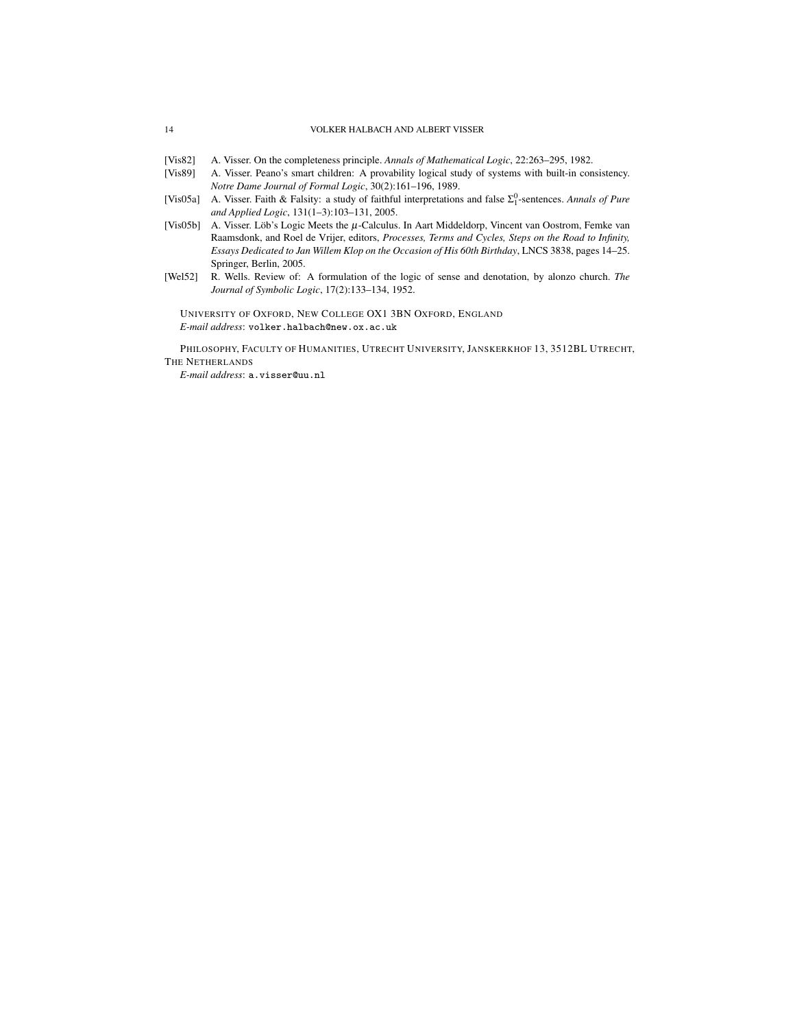[Vis82] A. Visser. On the completeness principle. *Annals of Mathematical Logic*, 22:263–295, 1982.

[Vis89] A. Visser. Peano's smart children: A provability logical study of systems with built-in consistency. *Notre Dame Journal of Formal Logic*, 30(2):161–196, 1989.

[Vis05a] A. Visser. Faith & Falsity: a study of faithful interpretations and false $\Sigma_1^0$-sentences. *Annals of Pure and Applied Logic*, 131(1–3):103–131, 2005.

[Vis05b] A. Visser. Löb's Logic Meets the $\mu$-Calculus. In Aart Middeldorp, Vincent van Oostrom, Femke van Raamsdonk, and Roel de Vrijer, editors, *Processes, Terms and Cycles, Steps on the Road to Infinity, Essays Dedicated to Jan Willem Klop on the Occasion of His 60th Birthday*, LNCS 3838, pages 14–25. Springer, Berlin, 2005.

[Wel52] R. Wells. Review of: A formulation of the logic of sense and denotation, by alonzo church. *The Journal of Symbolic Logic*, 17(2):133–134, 1952.

UNIVERSITY OF OXFORD, NEW COLLEGE OX1 3BN OXFORD, ENGLAND
*E-mail address*: volker.halbach@new.ox.ac.uk

PHILOSOPHY, FACULTY OF HUMANITIES, UTRECHT UNIVERSITY, JANSKERKHOF 13, 3512BL UTRECHT, THE NETHERLANDS
*E-mail address*: a.visser@uu.nl